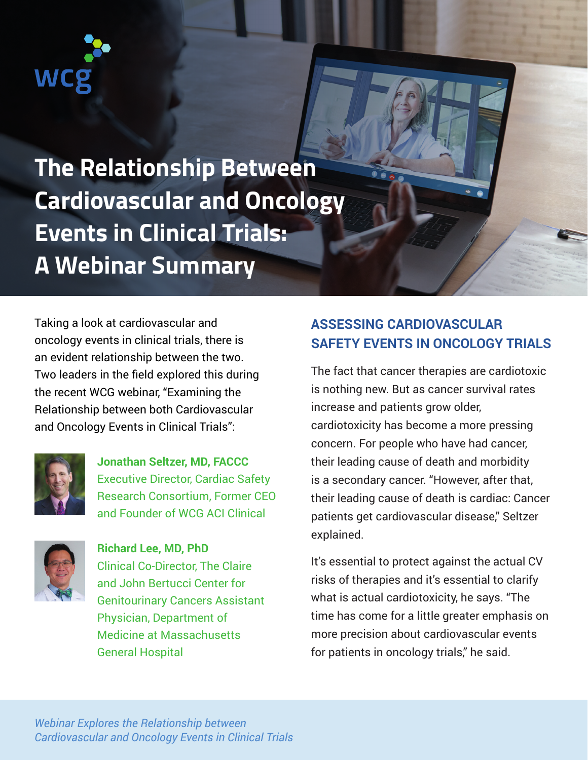# The Relationship Between Cardiovascular and Oncology Events in Clinical Trials: A Webinar Summary

Taking a look at cardiovascular and oncology events in clinical trials, there is an evident relationship between the two. Two leaders in the field explored this during the recent WCG webinar, "Examining the Relationship between both Cardiovascular and Oncology Events in Clinical Trials":

**Jonathan Seltzer, MD, FACCC**
Executive Director, Cardiac Safety Research Consortium, Former CEO and Founder of WCG ACI Clinical

**Richard Lee, MD, PhD**
Clinical Co-Director, The Claire and John Bertucci Center for Genitourinary Cancers Assistant Physician, Department of Medicine at Massachusetts General Hospital

## ASSESSING CARDIOVASCULAR SAFETY EVENTS IN ONCOLOGY TRIALS

The fact that cancer therapies are cardiotoxic is nothing new. But as cancer survival rates increase and patients grow older, cardiotoxicity has become a more pressing concern. For people who have had cancer, their leading cause of death and morbidity is a secondary cancer. "However, after that, their leading cause of death is cardiac: Cancer patients get cardiovascular disease," Seltzer explained.

It's essential to protect against the actual CV risks of therapies and it's essential to clarify what is actual cardiotoxicity, he says. "The time has come for a little greater emphasis on more precision about cardiovascular events for patients in oncology trials," he said.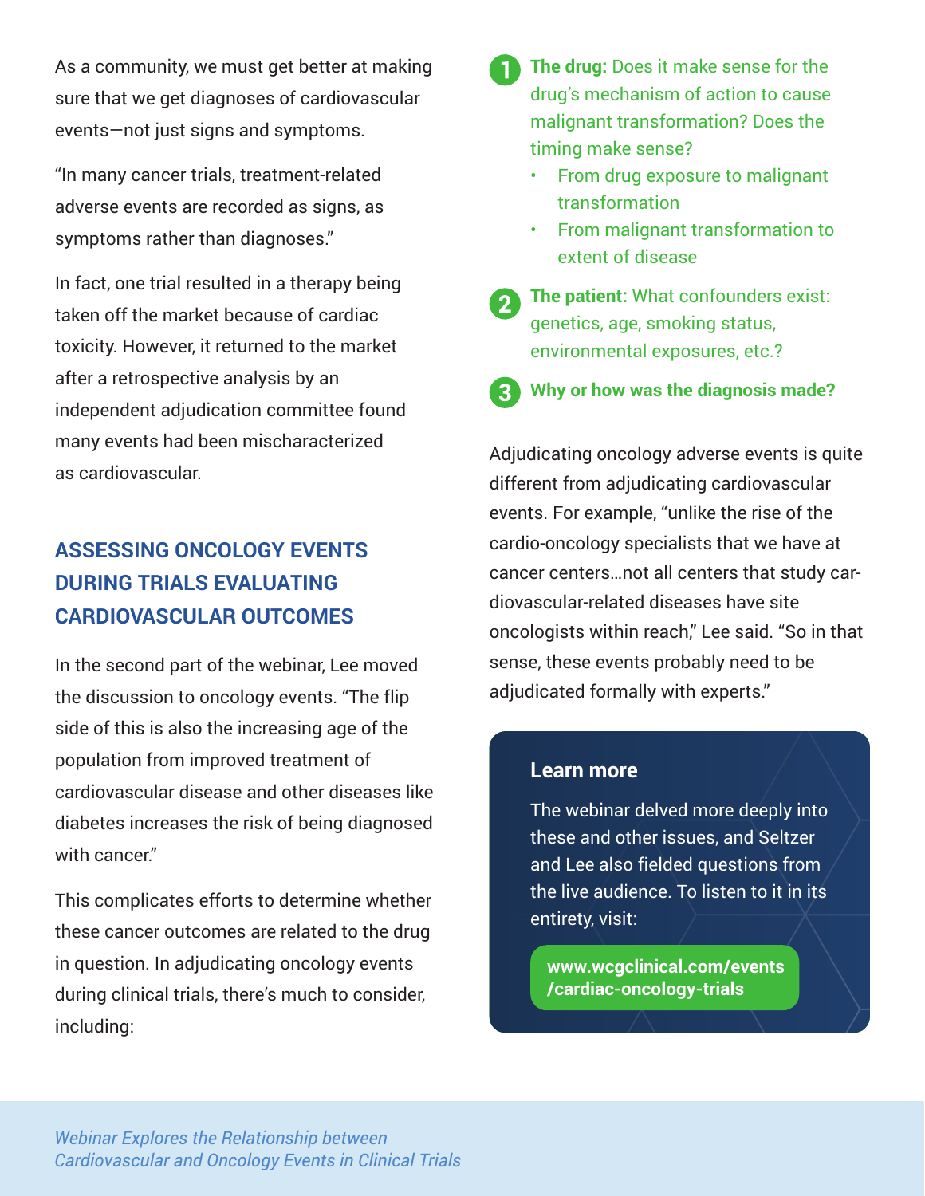As a community, we must get better at making sure that we get diagnoses of cardiovascular events—not just signs and symptoms.

“In many cancer trials, treatment-related adverse events are recorded as signs, as symptoms rather than diagnoses.”

In fact, one trial resulted in a therapy being taken off the market because of cardiac toxicity. However, it returned to the market after a retrospective analysis by an independent adjudication committee found many events had been mischaracterized as cardiovascular.

## ASSESSING ONCOLOGY EVENTS DURING TRIALS EVALUATING CARDIOVASCULAR OUTCOMES

In the second part of the webinar, Lee moved the discussion to oncology events. “The flip side of this is also the increasing age of the population from improved treatment of cardiovascular disease and other diseases like diabetes increases the risk of being diagnosed with cancer.”

This complicates efforts to determine whether these cancer outcomes are related to the drug in question. In adjudicating oncology events during clinical trials, there’s much to consider, including:

1. **The drug:** Does it make sense for the drug’s mechanism of action to cause malignant transformation? Does the timing make sense?
   - From drug exposure to malignant transformation
   - From malignant transformation to extent of disease
2. **The patient:** What confounders exist: genetics, age, smoking status, environmental exposures, etc.?
3. **Why or how was the diagnosis made?**

Adjudicating oncology adverse events is quite different from adjudicating cardiovascular events. For example, “unlike the rise of the cardio-oncology specialists that we have at cancer centers…not all centers that study cardiovascular-related diseases have site oncologists within reach,” Lee said. “So in that sense, these events probably need to be adjudicated formally with experts.”

### Learn more

The webinar delved more deeply into these and other issues, and Seltzer and Lee also fielded questions from the live audience. To listen to it in its entirety, visit:

**www.wcgclinical.com/events/cardiac-oncology-trials**